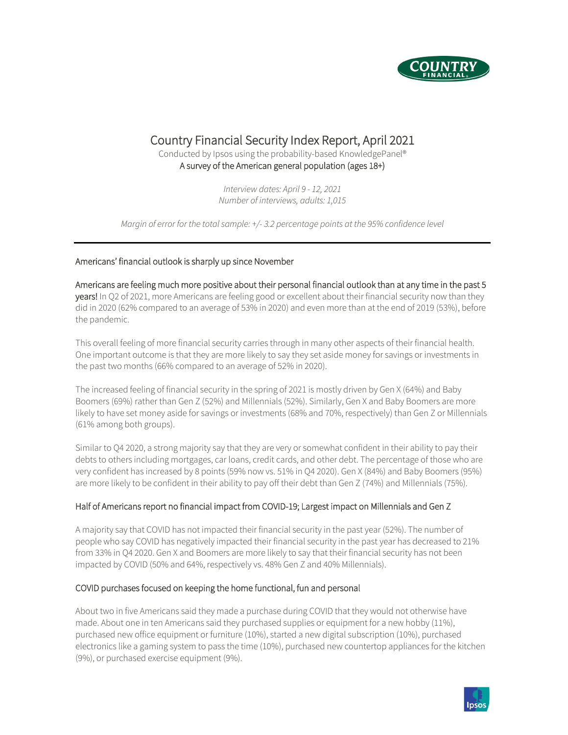# Country Financial Security Index Report, April 2021

Conducted by Ipsos using the probability-based KnowledgePanel®
A survey of the American general population (ages 18+)

*Interview dates: April 9 - 12, 2021*
*Number of interviews, adults: 1,015*

*Margin of error for the total sample: +/- 3.2 percentage points at the 95% confidence level*

---

## Americans' financial outlook is sharply up since November

**Americans are feeling much more positive about their personal financial outlook than at any time in the past 5 years!** In Q2 of 2021, more Americans are feeling good or excellent about their financial security now than they did in 2020 (62% compared to an average of 53% in 2020) and even more than at the end of 2019 (53%), before the pandemic.

This overall feeling of more financial security carries through in many other aspects of their financial health. One important outcome is that they are more likely to say they set aside money for savings or investments in the past two months (66% compared to an average of 52% in 2020).

The increased feeling of financial security in the spring of 2021 is mostly driven by Gen X (64%) and Baby Boomers (69%) rather than Gen Z (52%) and Millennials (52%). Similarly, Gen X and Baby Boomers are more likely to have set money aside for savings or investments (68% and 70%, respectively) than Gen Z or Millennials (61% among both groups).

Similar to Q4 2020, a strong majority say that they are very or somewhat confident in their ability to pay their debts to others including mortgages, car loans, credit cards, and other debt. The percentage of those who are very confident has increased by 8 points (59% now vs. 51% in Q4 2020). Gen X (84%) and Baby Boomers (95%) are more likely to be confident in their ability to pay off their debt than Gen Z (74%) and Millennials (75%).

## Half of Americans report no financial impact from COVID-19; Largest impact on Millennials and Gen Z

A majority say that COVID has not impacted their financial security in the past year (52%). The number of people who say COVID has negatively impacted their financial security in the past year has decreased to 21% from 33% in Q4 2020. Gen X and Boomers are more likely to say that their financial security has not been impacted by COVID (50% and 64%, respectively vs. 48% Gen Z and 40% Millennials).

## COVID purchases focused on keeping the home functional, fun and personal

About two in five Americans said they made a purchase during COVID that they would not otherwise have made. About one in ten Americans said they purchased supplies or equipment for a new hobby (11%), purchased new office equipment or furniture (10%), started a new digital subscription (10%), purchased electronics like a gaming system to pass the time (10%), purchased new countertop appliances for the kitchen (9%), or purchased exercise equipment (9%).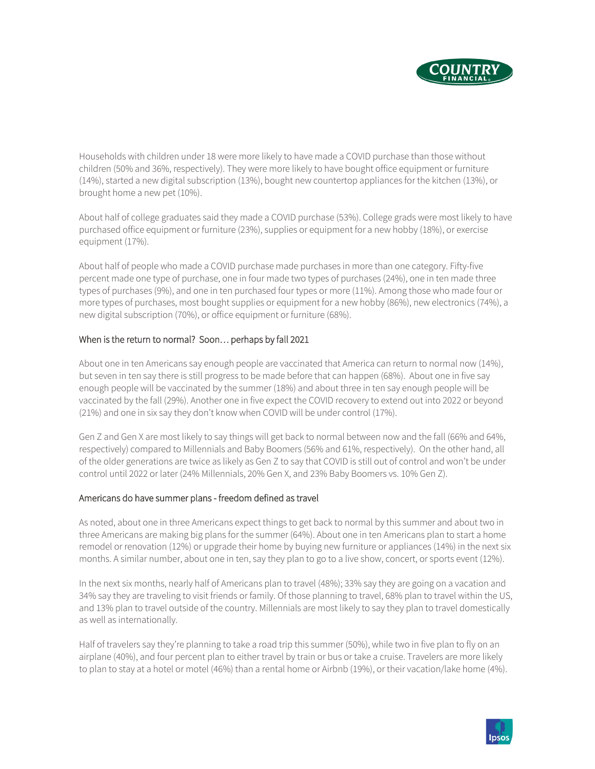Households with children under 18 were more likely to have made a COVID purchase than those without children (50% and 36%, respectively). They were more likely to have bought office equipment or furniture (14%), started a new digital subscription (13%), bought new countertop appliances for the kitchen (13%), or brought home a new pet (10%).

About half of college graduates said they made a COVID purchase (53%). College grads were most likely to have purchased office equipment or furniture (23%), supplies or equipment for a new hobby (18%), or exercise equipment (17%).

About half of people who made a COVID purchase made purchases in more than one category. Fifty-five percent made one type of purchase, one in four made two types of purchases (24%), one in ten made three types of purchases (9%), and one in ten purchased four types or more (11%). Among those who made four or more types of purchases, most bought supplies or equipment for a new hobby (86%), new electronics (74%), a new digital subscription (70%), or office equipment or furniture (68%).

### When is the return to normal? Soon… perhaps by fall 2021

About one in ten Americans say enough people are vaccinated that America can return to normal now (14%), but seven in ten say there is still progress to be made before that can happen (68%). About one in five say enough people will be vaccinated by the summer (18%) and about three in ten say enough people will be vaccinated by the fall (29%). Another one in five expect the COVID recovery to extend out into 2022 or beyond (21%) and one in six say they don't know when COVID will be under control (17%).

Gen Z and Gen X are most likely to say things will get back to normal between now and the fall (66% and 64%, respectively) compared to Millennials and Baby Boomers (56% and 61%, respectively). On the other hand, all of the older generations are twice as likely as Gen Z to say that COVID is still out of control and won't be under control until 2022 or later (24% Millennials, 20% Gen X, and 23% Baby Boomers vs. 10% Gen Z).

### Americans do have summer plans - freedom defined as travel

As noted, about one in three Americans expect things to get back to normal by this summer and about two in three Americans are making big plans for the summer (64%). About one in ten Americans plan to start a home remodel or renovation (12%) or upgrade their home by buying new furniture or appliances (14%) in the next six months. A similar number, about one in ten, say they plan to go to a live show, concert, or sports event (12%).

In the next six months, nearly half of Americans plan to travel (48%); 33% say they are going on a vacation and 34% say they are traveling to visit friends or family. Of those planning to travel, 68% plan to travel within the US, and 13% plan to travel outside of the country. Millennials are most likely to say they plan to travel domestically as well as internationally.

Half of travelers say they're planning to take a road trip this summer (50%), while two in five plan to fly on an airplane (40%), and four percent plan to either travel by train or bus or take a cruise. Travelers are more likely to plan to stay at a hotel or motel (46%) than a rental home or Airbnb (19%), or their vacation/lake home (4%).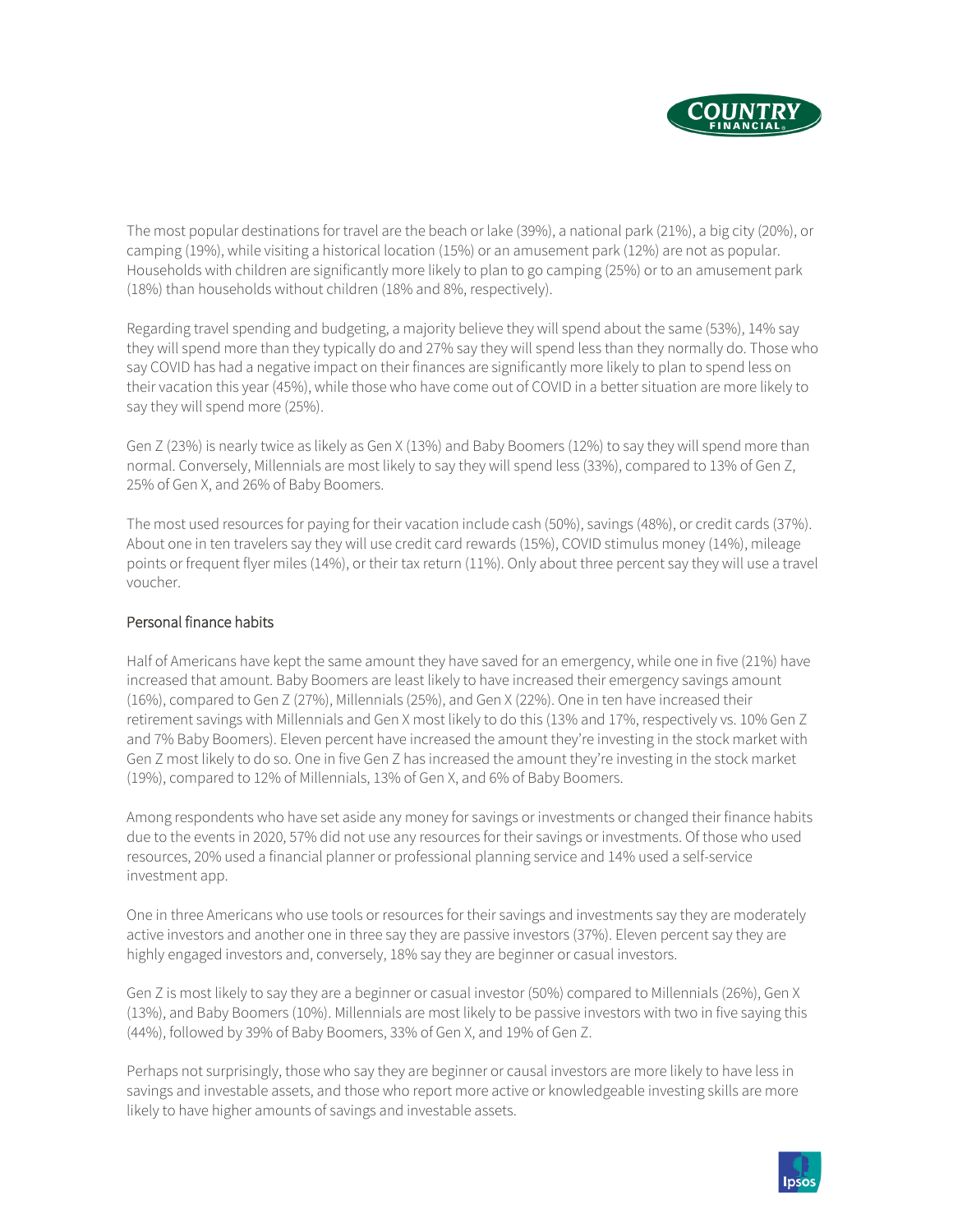The most popular destinations for travel are the beach or lake (39%), a national park (21%), a big city (20%), or camping (19%), while visiting a historical location (15%) or an amusement park (12%) are not as popular. Households with children are significantly more likely to plan to go camping (25%) or to an amusement park (18%) than households without children (18% and 8%, respectively).

Regarding travel spending and budgeting, a majority believe they will spend about the same (53%), 14% say they will spend more than they typically do and 27% say they will spend less than they normally do. Those who say COVID has had a negative impact on their finances are significantly more likely to plan to spend less on their vacation this year (45%), while those who have come out of COVID in a better situation are more likely to say they will spend more (25%).

Gen Z (23%) is nearly twice as likely as Gen X (13%) and Baby Boomers (12%) to say they will spend more than normal. Conversely, Millennials are most likely to say they will spend less (33%), compared to 13% of Gen Z, 25% of Gen X, and 26% of Baby Boomers.

The most used resources for paying for their vacation include cash (50%), savings (48%), or credit cards (37%). About one in ten travelers say they will use credit card rewards (15%), COVID stimulus money (14%), mileage points or frequent flyer miles (14%), or their tax return (11%). Only about three percent say they will use a travel voucher.

## Personal finance habits

Half of Americans have kept the same amount they have saved for an emergency, while one in five (21%) have increased that amount. Baby Boomers are least likely to have increased their emergency savings amount (16%), compared to Gen Z (27%), Millennials (25%), and Gen X (22%). One in ten have increased their retirement savings with Millennials and Gen X most likely to do this (13% and 17%, respectively vs. 10% Gen Z and 7% Baby Boomers). Eleven percent have increased the amount they're investing in the stock market with Gen Z most likely to do so. One in five Gen Z has increased the amount they're investing in the stock market (19%), compared to 12% of Millennials, 13% of Gen X, and 6% of Baby Boomers.

Among respondents who have set aside any money for savings or investments or changed their finance habits due to the events in 2020, 57% did not use any resources for their savings or investments. Of those who used resources, 20% used a financial planner or professional planning service and 14% used a self-service investment app.

One in three Americans who use tools or resources for their savings and investments say they are moderately active investors and another one in three say they are passive investors (37%). Eleven percent say they are highly engaged investors and, conversely, 18% say they are beginner or casual investors.

Gen Z is most likely to say they are a beginner or casual investor (50%) compared to Millennials (26%), Gen X (13%), and Baby Boomers (10%). Millennials are most likely to be passive investors with two in five saying this (44%), followed by 39% of Baby Boomers, 33% of Gen X, and 19% of Gen Z.

Perhaps not surprisingly, those who say they are beginner or causal investors are more likely to have less in savings and investable assets, and those who report more active or knowledgeable investing skills are more likely to have higher amounts of savings and investable assets.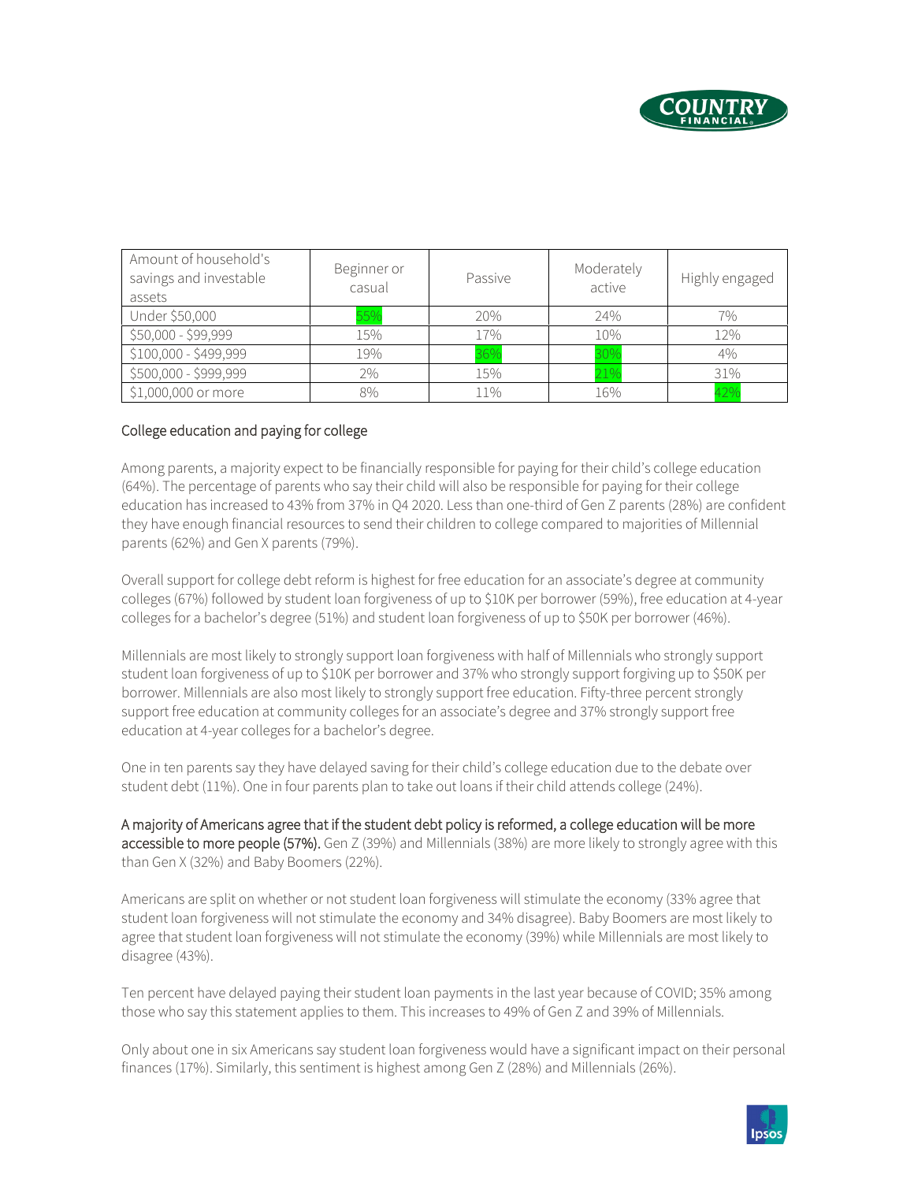| Amount of household's savings and investable assets | Beginner or casual | Passive | Moderately active | Highly engaged |
|---|---|---|---|---|
| Under $50,000 | 55% | 20% | 24% | 7% |
| $50,000 - $99,999 | 15% | 17% | 10% | 12% |
| $100,000 - $499,999 | 19% | 36% | 30% | 4% |
| $500,000 - $999,999 | 2% | 15% | 21% | 31% |
| $1,000,000 or more | 8% | 11% | 16% | 42% |

## College education and paying for college

Among parents, a majority expect to be financially responsible for paying for their child's college education (64%). The percentage of parents who say their child will also be responsible for paying for their college education has increased to 43% from 37% in Q4 2020. Less than one-third of Gen Z parents (28%) are confident they have enough financial resources to send their children to college compared to majorities of Millennial parents (62%) and Gen X parents (79%).

Overall support for college debt reform is highest for free education for an associate's degree at community colleges (67%) followed by student loan forgiveness of up to $10K per borrower (59%), free education at 4-year colleges for a bachelor's degree (51%) and student loan forgiveness of up to $50K per borrower (46%).

Millennials are most likely to strongly support loan forgiveness with half of Millennials who strongly support student loan forgiveness of up to $10K per borrower and 37% who strongly support forgiving up to $50K per borrower. Millennials are also most likely to strongly support free education. Fifty-three percent strongly support free education at community colleges for an associate's degree and 37% strongly support free education at 4-year colleges for a bachelor's degree.

One in ten parents say they have delayed saving for their child's college education due to the debate over student debt (11%). One in four parents plan to take out loans if their child attends college (24%).

**A majority of Americans agree that if the student debt policy is reformed, a college education will be more accessible to more people (57%).** Gen Z (39%) and Millennials (38%) are more likely to strongly agree with this than Gen X (32%) and Baby Boomers (22%).

Americans are split on whether or not student loan forgiveness will stimulate the economy (33% agree that student loan forgiveness will not stimulate the economy and 34% disagree). Baby Boomers are most likely to agree that student loan forgiveness will not stimulate the economy (39%) while Millennials are most likely to disagree (43%).

Ten percent have delayed paying their student loan payments in the last year because of COVID; 35% among those who say this statement applies to them. This increases to 49% of Gen Z and 39% of Millennials.

Only about one in six Americans say student loan forgiveness would have a significant impact on their personal finances (17%). Similarly, this sentiment is highest among Gen Z (28%) and Millennials (26%).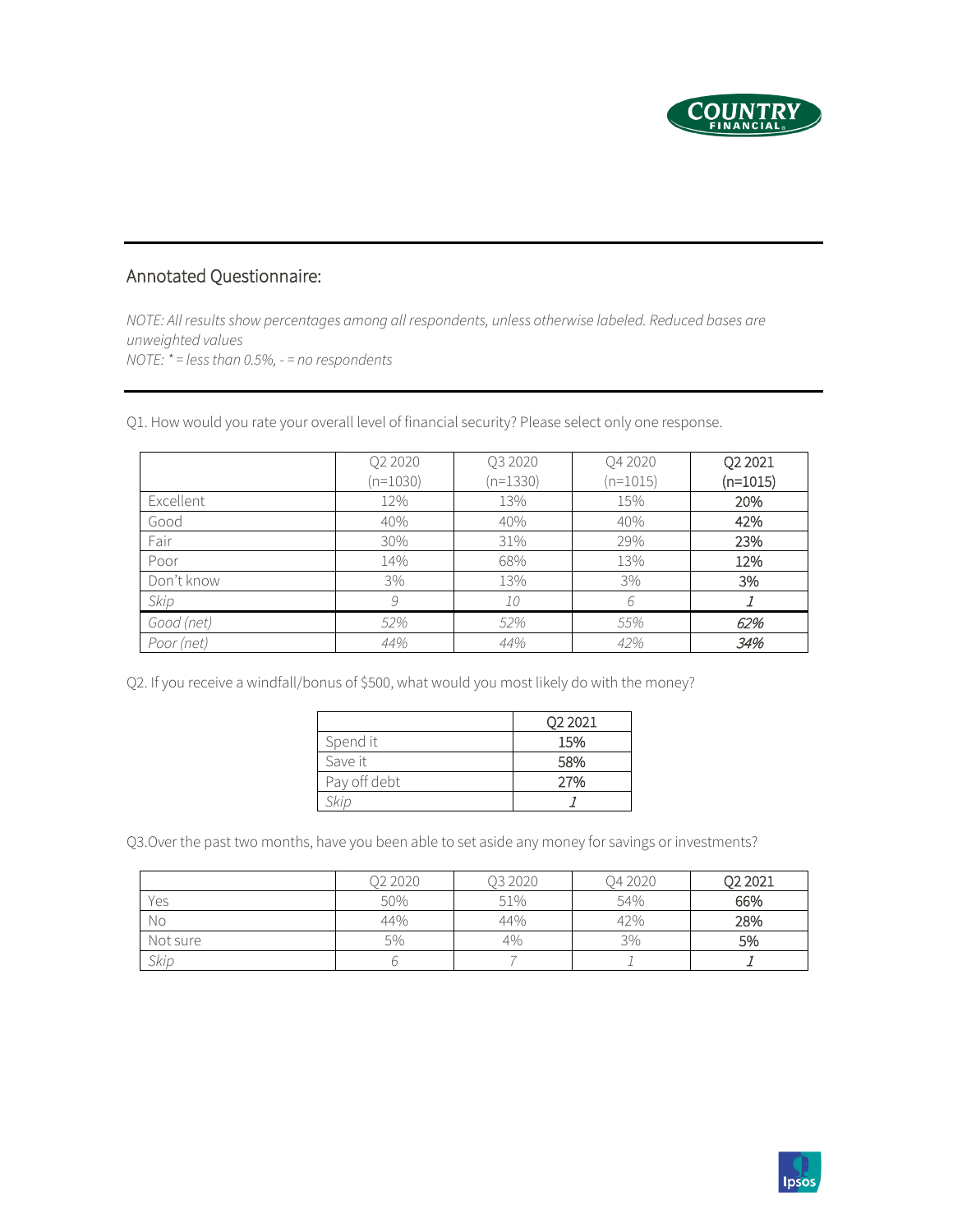## Annotated Questionnaire:

*NOTE: All results show percentages among all respondents, unless otherwise labeled. Reduced bases are unweighted values*
*NOTE: * = less than 0.5%, - = no respondents*

Q1. How would you rate your overall level of financial security? Please select only one response.

| | Q2 2020 (n=1030) | Q3 2020 (n=1330) | Q4 2020 (n=1015) | **Q2 2021 (n=1015)** |
|---|---|---|---|---|
| Excellent | 12% | 13% | 15% | **20%** |
| Good | 40% | 40% | 40% | **42%** |
| Fair | 30% | 31% | 29% | **23%** |
| Poor | 14% | 68% | 13% | **12%** |
| Don't know | 3% | 13% | 3% | **3%** |
| *Skip* | *9* | *10* | *6* | ***1*** |
| *Good (net)* | *52%* | *52%* | *55%* | ***62%*** |
| *Poor (net)* | *44%* | *44%* | *42%* | ***34%*** |

Q2. If you receive a windfall/bonus of $500, what would you most likely do with the money?

| | **Q2 2021** |
|---|---|
| Spend it | **15%** |
| Save it | **58%** |
| Pay off debt | **27%** |
| *Skip* | ***1*** |

Q3.Over the past two months, have you been able to set aside any money for savings or investments?

| | Q2 2020 | Q3 2020 | Q4 2020 | **Q2 2021** |
|---|---|---|---|---|
| Yes | 50% | 51% | 54% | **66%** |
| No | 44% | 44% | 42% | **28%** |
| Not sure | 5% | 4% | 3% | **5%** |
| *Skip* | *6* | *7* | *1* | ***1*** |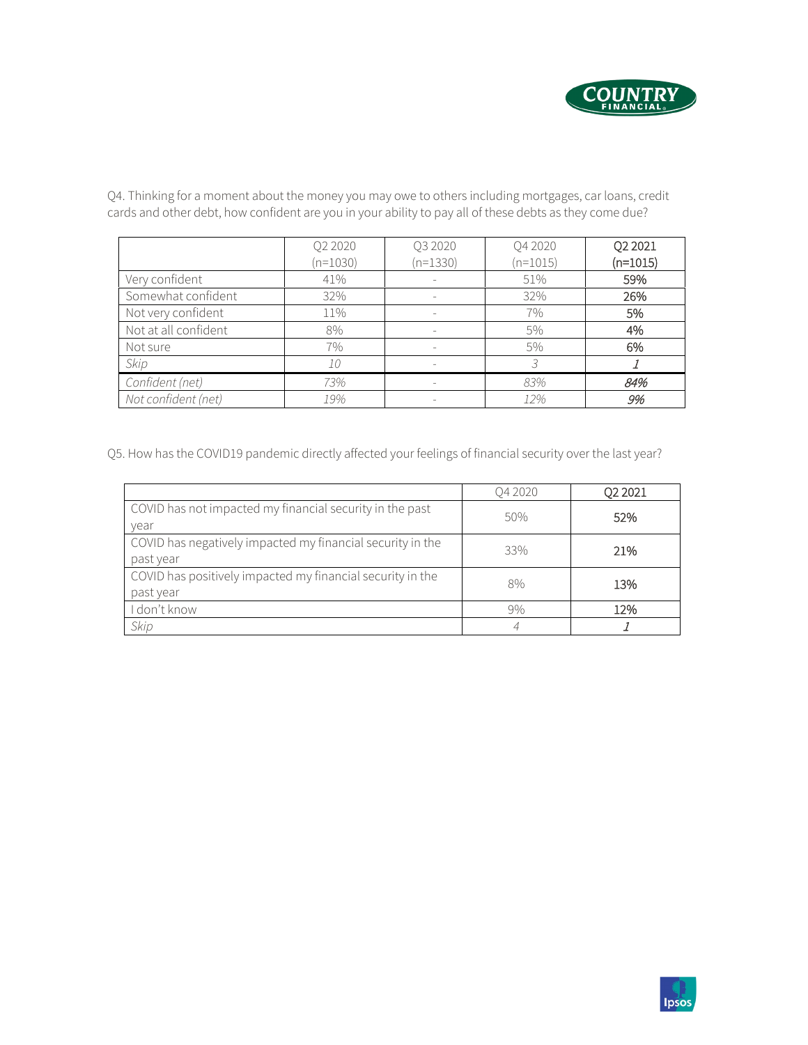Q4. Thinking for a moment about the money you may owe to others including mortgages, car loans, credit cards and other debt, how confident are you in your ability to pay all of these debts as they come due?

| | Q2 2020 (n=1030) | Q3 2020 (n=1330) | Q4 2020 (n=1015) | Q2 2021 (n=1015) |
|---|---|---|---|---|
| Very confident | 41% | - | 51% | 59% |
| Somewhat confident | 32% | - | 32% | 26% |
| Not very confident | 11% | - | 7% | 5% |
| Not at all confident | 8% | - | 5% | 4% |
| Not sure | 7% | - | 5% | 6% |
| *Skip* | *10* | - | *3* | *1* |
| *Confident (net)* | *73%* | - | *83%* | *84%* |
| *Not confident (net)* | *19%* | - | *12%* | *9%* |

Q5. How has the COVID19 pandemic directly affected your feelings of financial security over the last year?

| | Q4 2020 | Q2 2021 |
|---|---|---|
| COVID has not impacted my financial security in the past year | 50% | 52% |
| COVID has negatively impacted my financial security in the past year | 33% | 21% |
| COVID has positively impacted my financial security in the past year | 8% | 13% |
| I don't know | 9% | 12% |
| *Skip* | *4* | *1* |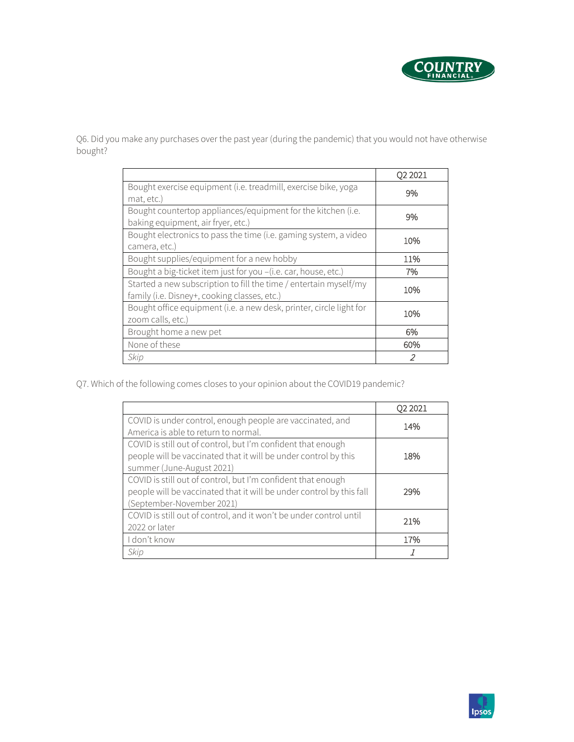Q6. Did you make any purchases over the past year (during the pandemic) that you would not have otherwise bought?

| | Q2 2021 |
|---|---|
| Bought exercise equipment (i.e. treadmill, exercise bike, yoga mat, etc.) | 9% |
| Bought countertop appliances/equipment for the kitchen (i.e. baking equipment, air fryer, etc.) | 9% |
| Bought electronics to pass the time (i.e. gaming system, a video camera, etc.) | 10% |
| Bought supplies/equipment for a new hobby | 11% |
| Bought a big-ticket item just for you –(i.e. car, house, etc.) | 7% |
| Started a new subscription to fill the time / entertain myself/my family (i.e. Disney+, cooking classes, etc.) | 10% |
| Bought office equipment (i.e. a new desk, printer, circle light for zoom calls, etc.) | 10% |
| Brought home a new pet | 6% |
| None of these | 60% |
| *Skip* | *2* |

Q7. Which of the following comes closest to your opinion about the COVID19 pandemic?

| | Q2 2021 |
|---|---|
| COVID is under control, enough people are vaccinated, and America is able to return to normal. | 14% |
| COVID is still out of control, but I'm confident that enough people will be vaccinated that it will be under control by this summer (June-August 2021) | 18% |
| COVID is still out of control, but I'm confident that enough people will be vaccinated that it will be under control by this fall (September-November 2021) | 29% |
| COVID is still out of control, and it won't be under control until 2022 or later | 21% |
| I don't know | 17% |
| *Skip* | *1* |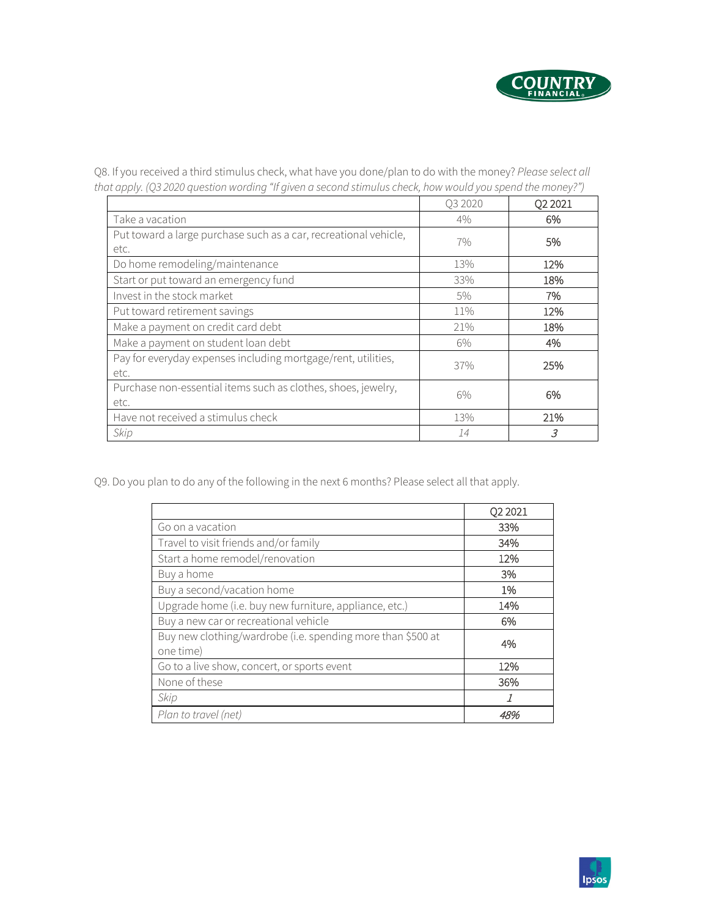Q8. If you received a third stimulus check, what have you done/plan to do with the money? *Please select all that apply. (Q3 2020 question wording "If given a second stimulus check, how would you spend the money?")*

| | Q3 2020 | Q2 2021 |
|---|---|---|
| Take a vacation | 4% | 6% |
| Put toward a large purchase such as a car, recreational vehicle, etc. | 7% | 5% |
| Do home remodeling/maintenance | 13% | 12% |
| Start or put toward an emergency fund | 33% | 18% |
| Invest in the stock market | 5% | 7% |
| Put toward retirement savings | 11% | 12% |
| Make a payment on credit card debt | 21% | 18% |
| Make a payment on student loan debt | 6% | 4% |
| Pay for everyday expenses including mortgage/rent, utilities, etc. | 37% | 25% |
| Purchase non-essential items such as clothes, shoes, jewelry, etc. | 6% | 6% |
| Have not received a stimulus check | 13% | 21% |
| *Skip* | *14* | *3* |

Q9. Do you plan to do any of the following in the next 6 months? Please select all that apply.

| | Q2 2021 |
|---|---|
| Go on a vacation | 33% |
| Travel to visit friends and/or family | 34% |
| Start a home remodel/renovation | 12% |
| Buy a home | 3% |
| Buy a second/vacation home | 1% |
| Upgrade home (i.e. buy new furniture, appliance, etc.) | 14% |
| Buy a new car or recreational vehicle | 6% |
| Buy new clothing/wardrobe (i.e. spending more than $500 at one time) | 4% |
| Go to a live show, concert, or sports event | 12% |
| None of these | 36% |
| *Skip* | *1* |
| *Plan to travel (net)* | *48%* |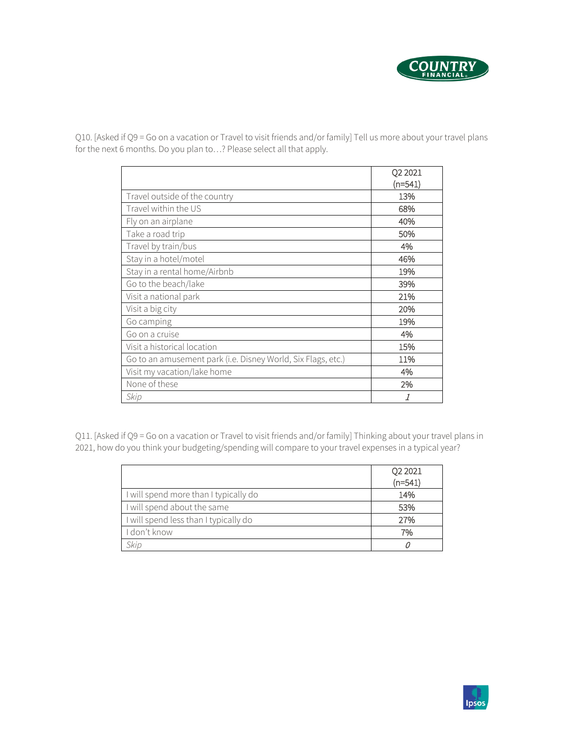Q10. [Asked if Q9 = Go on a vacation or Travel to visit friends and/or family] Tell us more about your travel plans for the next 6 months. Do you plan to…? Please select all that apply.

| | Q2 2021 (n=541) |
|---|---|
| Travel outside of the country | 13% |
| Travel within the US | 68% |
| Fly on an airplane | 40% |
| Take a road trip | 50% |
| Travel by train/bus | 4% |
| Stay in a hotel/motel | 46% |
| Stay in a rental home/Airbnb | 19% |
| Go to the beach/lake | 39% |
| Visit a national park | 21% |
| Visit a big city | 20% |
| Go camping | 19% |
| Go on a cruise | 4% |
| Visit a historical location | 15% |
| Go to an amusement park (i.e. Disney World, Six Flags, etc.) | 11% |
| Visit my vacation/lake home | 4% |
| None of these | 2% |
| *Skip* | *1* |

Q11. [Asked if Q9 = Go on a vacation or Travel to visit friends and/or family] Thinking about your travel plans in 2021, how do you think your budgeting/spending will compare to your travel expenses in a typical year?

| | Q2 2021 (n=541) |
|---|---|
| I will spend more than I typically do | 14% |
| I will spend about the same | 53% |
| I will spend less than I typically do | 27% |
| I don't know | 7% |
| *Skip* | *0* |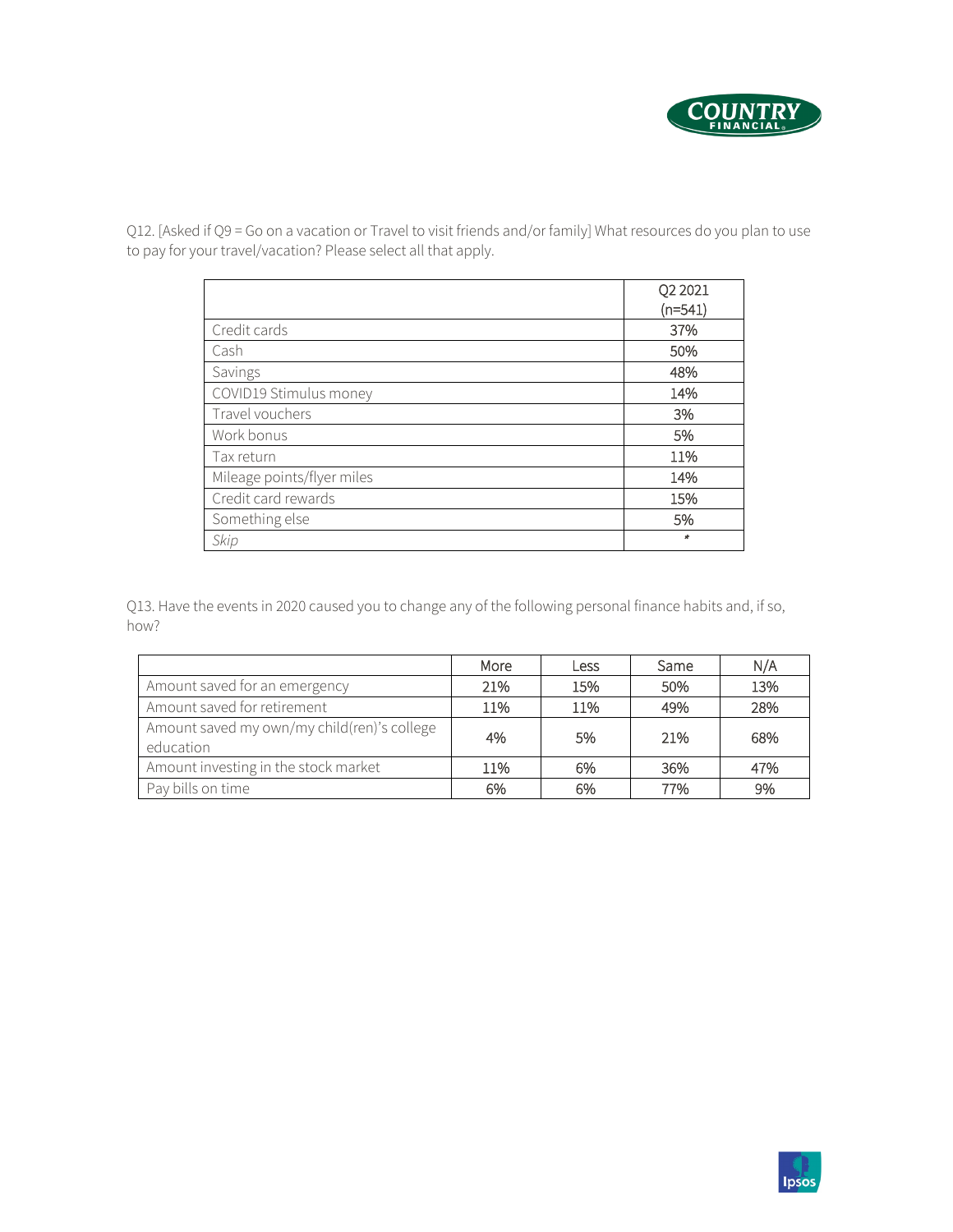Q12. [Asked if Q9 = Go on a vacation or Travel to visit friends and/or family] What resources do you plan to use to pay for your travel/vacation? Please select all that apply.

| | Q2 2021 (n=541) |
|---|---|
| Credit cards | 37% |
| Cash | 50% |
| Savings | 48% |
| COVID19 Stimulus money | 14% |
| Travel vouchers | 3% |
| Work bonus | 5% |
| Tax return | 11% |
| Mileage points/flyer miles | 14% |
| Credit card rewards | 15% |
| Something else | 5% |
| *Skip* | * |

Q13. Have the events in 2020 caused you to change any of the following personal finance habits and, if so, how?

| | More | Less | Same | N/A |
|---|---|---|---|---|
| Amount saved for an emergency | 21% | 15% | 50% | 13% |
| Amount saved for retirement | 11% | 11% | 49% | 28% |
| Amount saved my own/my child(ren)'s college education | 4% | 5% | 21% | 68% |
| Amount investing in the stock market | 11% | 6% | 36% | 47% |
| Pay bills on time | 6% | 6% | 77% | 9% |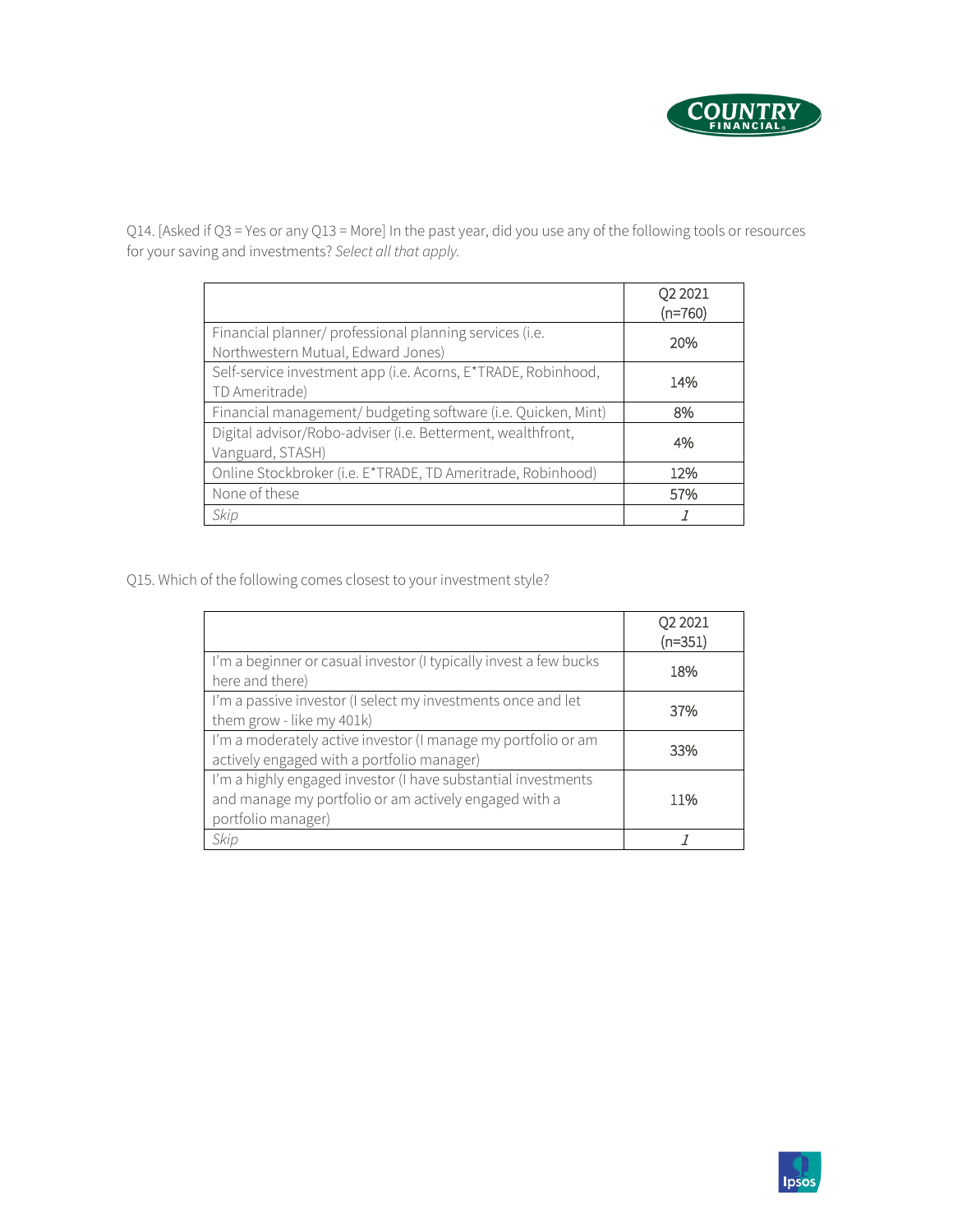Q14. [Asked if Q3 = Yes or any Q13 = More] In the past year, did you use any of the following tools or resources for your saving and investments? *Select all that apply.*

| | Q2 2021 (n=760) |
|---|---|
| Financial planner/ professional planning services (i.e. Northwestern Mutual, Edward Jones) | 20% |
| Self-service investment app (i.e. Acorns, E*TRADE, Robinhood, TD Ameritrade) | 14% |
| Financial management/ budgeting software (i.e. Quicken, Mint) | 8% |
| Digital advisor/Robo-adviser (i.e. Betterment, wealthfront, Vanguard, STASH) | 4% |
| Online Stockbroker (i.e. E*TRADE, TD Ameritrade, Robinhood) | 12% |
| None of these | 57% |
| *Skip* | *1* |

Q15. Which of the following comes closest to your investment style?

| | Q2 2021 (n=351) |
|---|---|
| I'm a beginner or casual investor (I typically invest a few bucks here and there) | 18% |
| I'm a passive investor (I select my investments once and let them grow - like my 401k) | 37% |
| I'm a moderately active investor (I manage my portfolio or am actively engaged with a portfolio manager) | 33% |
| I'm a highly engaged investor (I have substantial investments and manage my portfolio or am actively engaged with a portfolio manager) | 11% |
| *Skip* | *1* |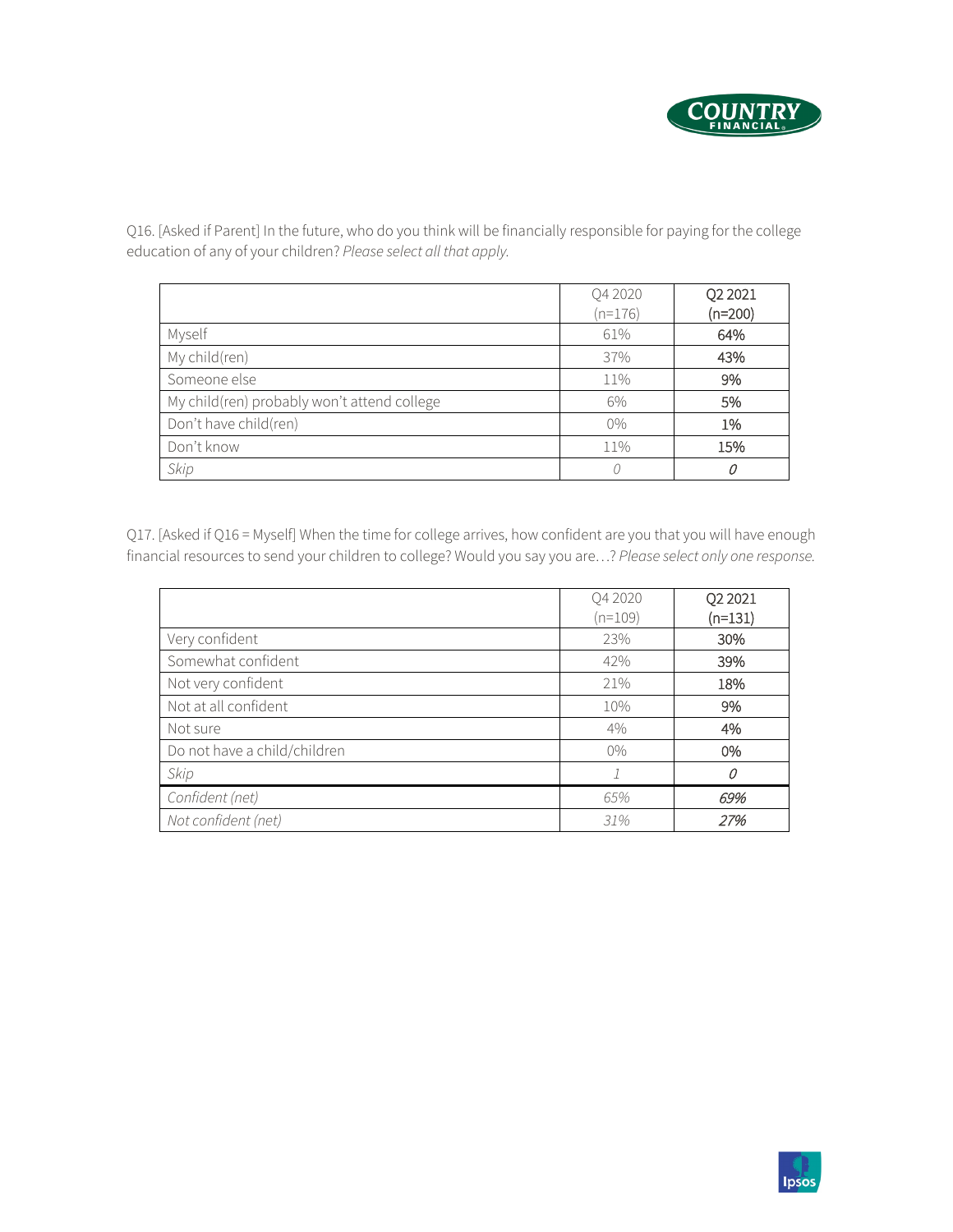Q16. [Asked if Parent] In the future, who do you think will be financially responsible for paying for the college education of any of your children? *Please select all that apply.*

| | Q4 2020 (n=176) | Q2 2021 (n=200) |
|---|---|---|
| Myself | 61% | 64% |
| My child(ren) | 37% | 43% |
| Someone else | 11% | 9% |
| My child(ren) probably won't attend college | 6% | 5% |
| Don't have child(ren) | 0% | 1% |
| Don't know | 11% | 15% |
| *Skip* | *0* | *0* |

Q17. [Asked if Q16 = Myself] When the time for college arrives, how confident are you that you will have enough financial resources to send your children to college? Would you say you are…? *Please select only one response.*

| | Q4 2020 (n=109) | Q2 2021 (n=131) |
|---|---|---|
| Very confident | 23% | 30% |
| Somewhat confident | 42% | 39% |
| Not very confident | 21% | 18% |
| Not at all confident | 10% | 9% |
| Not sure | 4% | 4% |
| Do not have a child/children | 0% | 0% |
| *Skip* | *1* | *0* |
| *Confident (net)* | *65%* | *69%* |
| *Not confident (net)* | *31%* | *27%* |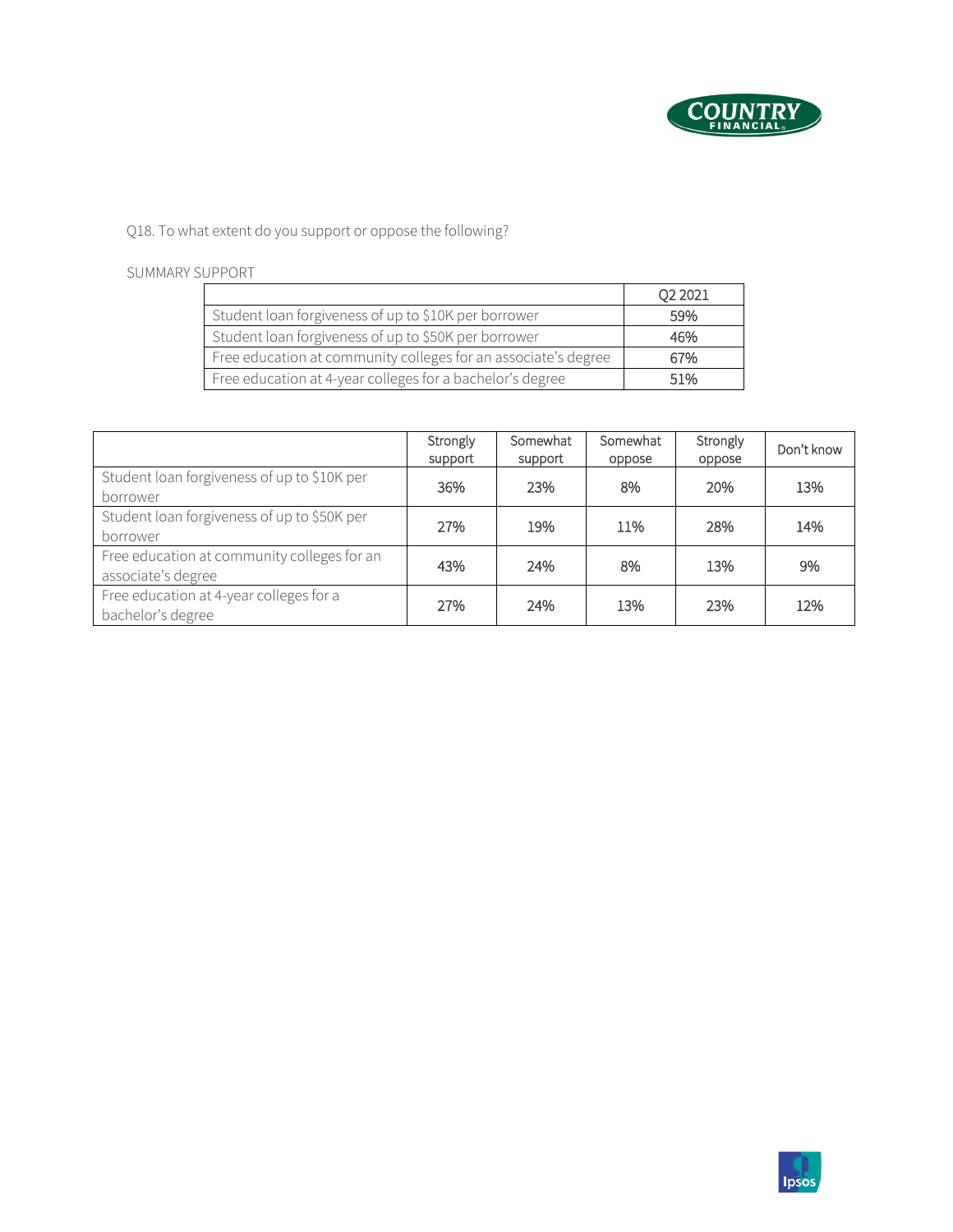Q18. To what extent do you support or oppose the following?

SUMMARY SUPPORT

| | Q2 2021 |
|---|---|
| Student loan forgiveness of up to $10K per borrower | 59% |
| Student loan forgiveness of up to $50K per borrower | 46% |
| Free education at community colleges for an associate's degree | 67% |
| Free education at 4-year colleges for a bachelor's degree | 51% |

| | Strongly support | Somewhat support | Somewhat oppose | Strongly oppose | Don't know |
|---|---|---|---|---|---|
| Student loan forgiveness of up to $10K per borrower | 36% | 23% | 8% | 20% | 13% |
| Student loan forgiveness of up to $50K per borrower | 27% | 19% | 11% | 28% | 14% |
| Free education at community colleges for an associate's degree | 43% | 24% | 8% | 13% | 9% |
| Free education at 4-year colleges for a bachelor's degree | 27% | 24% | 13% | 23% | 12% |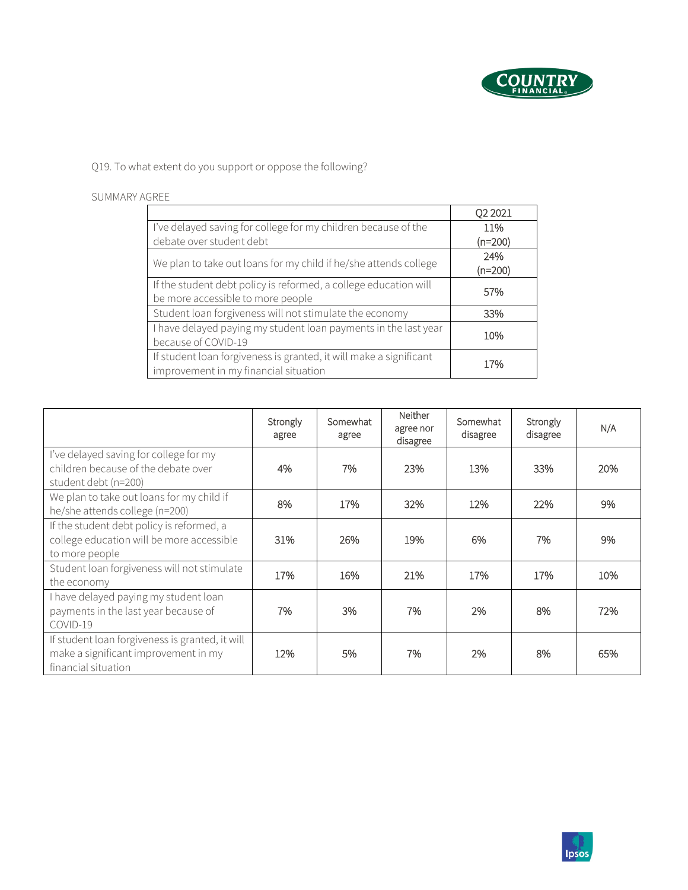Q19. To what extent do you support or oppose the following?

SUMMARY AGREE

| | Q2 2021 |
|---|---|
| I've delayed saving for college for my children because of the debate over student debt | 11% (n=200) |
| We plan to take out loans for my child if he/she attends college | 24% (n=200) |
| If the student debt policy is reformed, a college education will be more accessible to more people | 57% |
| Student loan forgiveness will not stimulate the economy | 33% |
| I have delayed paying my student loan payments in the last year because of COVID-19 | 10% |
| If student loan forgiveness is granted, it will make a significant improvement in my financial situation | 17% |

| | Strongly agree | Somewhat agree | Neither agree nor disagree | Somewhat disagree | Strongly disagree | N/A |
|---|---|---|---|---|---|---|
| I've delayed saving for college for my children because of the debate over student debt (n=200) | 4% | 7% | 23% | 13% | 33% | 20% |
| We plan to take out loans for my child if he/she attends college (n=200) | 8% | 17% | 32% | 12% | 22% | 9% |
| If the student debt policy is reformed, a college education will be more accessible to more people | 31% | 26% | 19% | 6% | 7% | 9% |
| Student loan forgiveness will not stimulate the economy | 17% | 16% | 21% | 17% | 17% | 10% |
| I have delayed paying my student loan payments in the last year because of COVID-19 | 7% | 3% | 7% | 2% | 8% | 72% |
| If student loan forgiveness is granted, it will make a significant improvement in my financial situation | 12% | 5% | 7% | 2% | 8% | 65% |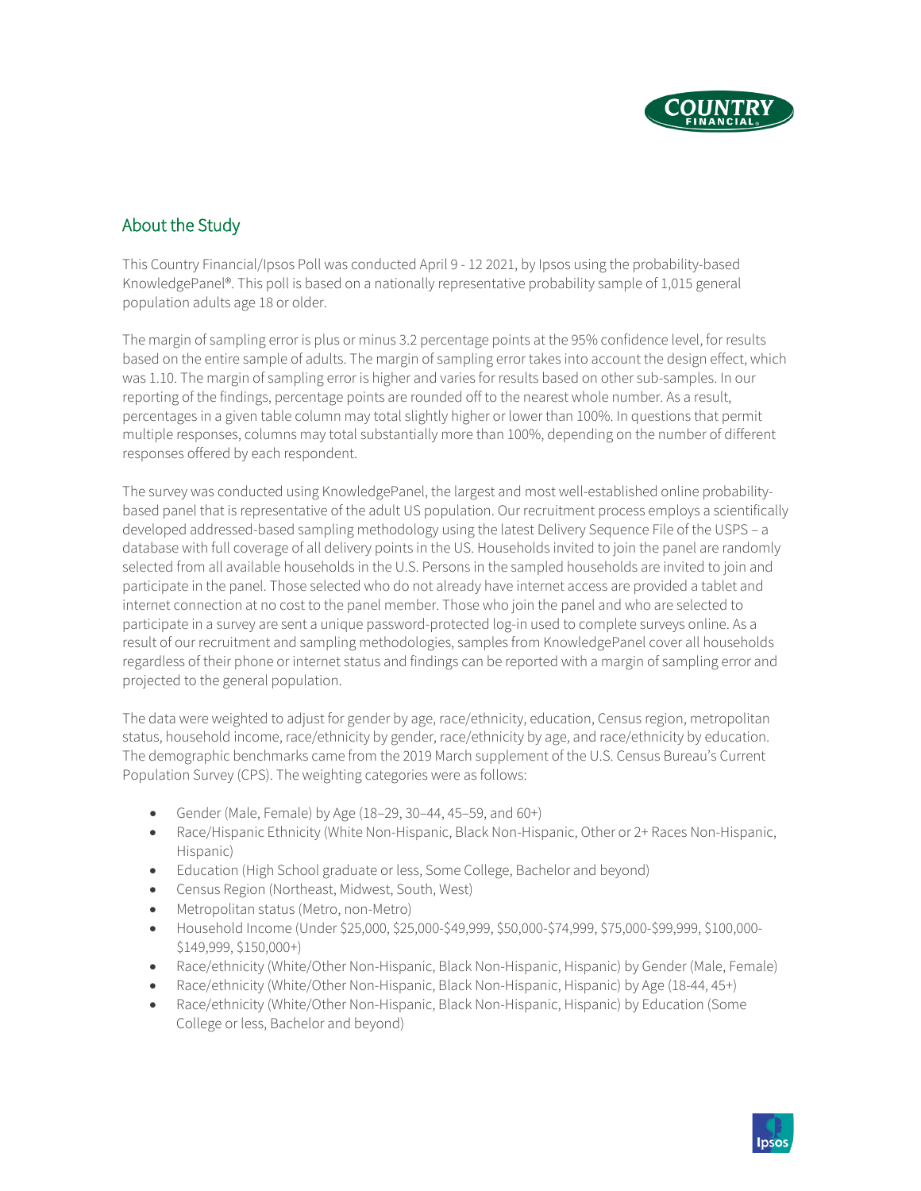## About the Study

This Country Financial/Ipsos Poll was conducted April 9 - 12 2021, by Ipsos using the probability-based KnowledgePanel®. This poll is based on a nationally representative probability sample of 1,015 general population adults age 18 or older.

The margin of sampling error is plus or minus 3.2 percentage points at the 95% confidence level, for results based on the entire sample of adults. The margin of sampling error takes into account the design effect, which was 1.10. The margin of sampling error is higher and varies for results based on other sub-samples. In our reporting of the findings, percentage points are rounded off to the nearest whole number. As a result, percentages in a given table column may total slightly higher or lower than 100%. In questions that permit multiple responses, columns may total substantially more than 100%, depending on the number of different responses offered by each respondent.

The survey was conducted using KnowledgePanel, the largest and most well-established online probability-based panel that is representative of the adult US population. Our recruitment process employs a scientifically developed addressed-based sampling methodology using the latest Delivery Sequence File of the USPS – a database with full coverage of all delivery points in the US. Households invited to join the panel are randomly selected from all available households in the U.S. Persons in the sampled households are invited to join and participate in the panel. Those selected who do not already have internet access are provided a tablet and internet connection at no cost to the panel member. Those who join the panel and who are selected to participate in a survey are sent a unique password-protected log-in used to complete surveys online. As a result of our recruitment and sampling methodologies, samples from KnowledgePanel cover all households regardless of their phone or internet status and findings can be reported with a margin of sampling error and projected to the general population.

The data were weighted to adjust for gender by age, race/ethnicity, education, Census region, metropolitan status, household income, race/ethnicity by gender, race/ethnicity by age, and race/ethnicity by education. The demographic benchmarks came from the 2019 March supplement of the U.S. Census Bureau's Current Population Survey (CPS). The weighting categories were as follows:

- Gender (Male, Female) by Age (18–29, 30–44, 45–59, and 60+)
- Race/Hispanic Ethnicity (White Non-Hispanic, Black Non-Hispanic, Other or 2+ Races Non-Hispanic, Hispanic)
- Education (High School graduate or less, Some College, Bachelor and beyond)
- Census Region (Northeast, Midwest, South, West)
- Metropolitan status (Metro, non-Metro)
- Household Income (Under $25,000, $25,000-$49,999, $50,000-$74,999, $75,000-$99,999, $100,000-$149,999, $150,000+)
- Race/ethnicity (White/Other Non-Hispanic, Black Non-Hispanic, Hispanic) by Gender (Male, Female)
- Race/ethnicity (White/Other Non-Hispanic, Black Non-Hispanic, Hispanic) by Age (18-44, 45+)
- Race/ethnicity (White/Other Non-Hispanic, Black Non-Hispanic, Hispanic) by Education (Some College or less, Bachelor and beyond)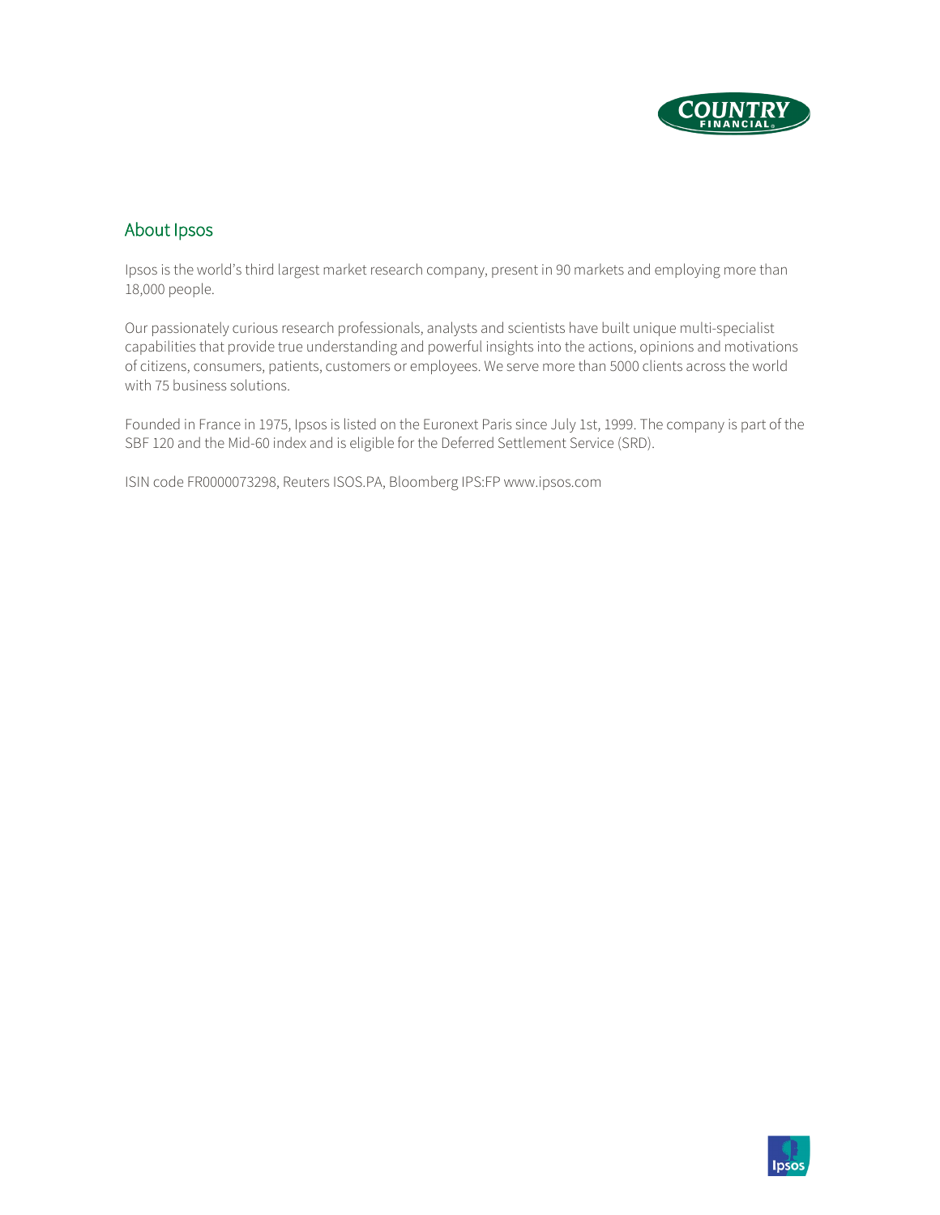## About Ipsos

Ipsos is the world's third largest market research company, present in 90 markets and employing more than 18,000 people.

Our passionately curious research professionals, analysts and scientists have built unique multi-specialist capabilities that provide true understanding and powerful insights into the actions, opinions and motivations of citizens, consumers, patients, customers or employees. We serve more than 5000 clients across the world with 75 business solutions.

Founded in France in 1975, Ipsos is listed on the Euronext Paris since July 1st, 1999. The company is part of the SBF 120 and the Mid-60 index and is eligible for the Deferred Settlement Service (SRD).

ISIN code FR0000073298, Reuters ISOS.PA, Bloomberg IPS:FP www.ipsos.com